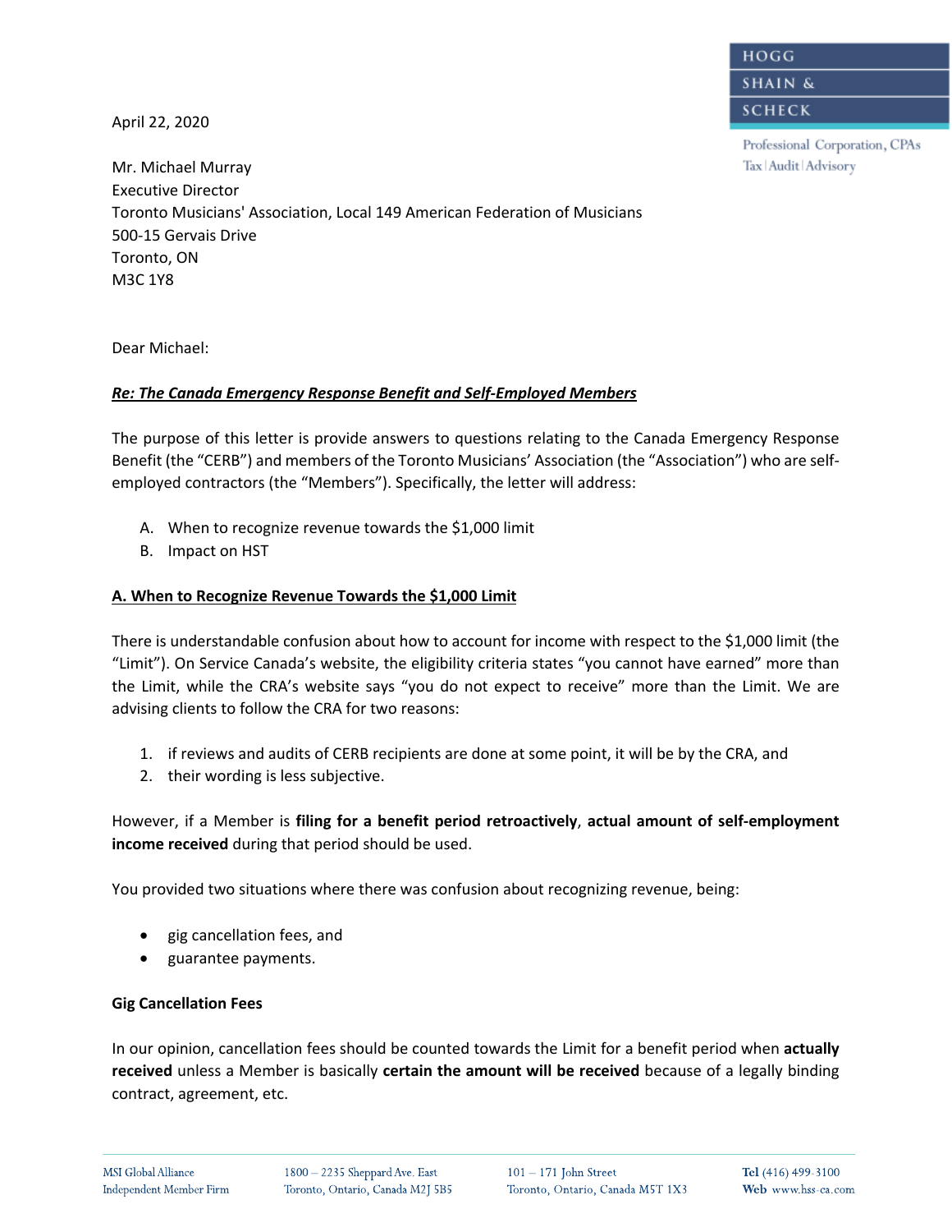HOGG
SHAIN &
SCHECK

Professional Corporation, CPAs
Tax | Audit | Advisory

April 22, 2020

Mr. Michael Murray
Executive Director
Toronto Musicians' Association, Local 149 American Federation of Musicians
500-15 Gervais Drive
Toronto, ON
M3C 1Y8

Dear Michael:

***Re: The Canada Emergency Response Benefit and Self-Employed Members***

The purpose of this letter is provide answers to questions relating to the Canada Emergency Response Benefit (the "CERB") and members of the Toronto Musicians' Association (the "Association") who are self-employed contractors (the "Members"). Specifically, the letter will address:

A. When to recognize revenue towards the $1,000 limit
B. Impact on HST

**A. When to Recognize Revenue Towards the $1,000 Limit**

There is understandable confusion about how to account for income with respect to the $1,000 limit (the "Limit"). On Service Canada's website, the eligibility criteria states "you cannot have earned" more than the Limit, while the CRA's website says "you do not expect to receive" more than the Limit. We are advising clients to follow the CRA for two reasons:

1. if reviews and audits of CERB recipients are done at some point, it will be by the CRA, and
2. their wording is less subjective.

However, if a Member is **filing for a benefit period retroactively**, **actual amount of self-employment income received** during that period should be used.

You provided two situations where there was confusion about recognizing revenue, being:

- gig cancellation fees, and
- guarantee payments.

**Gig Cancellation Fees**

In our opinion, cancellation fees should be counted towards the Limit for a benefit period when **actually received** unless a Member is basically **certain the amount will be received** because of a legally binding contract, agreement, etc.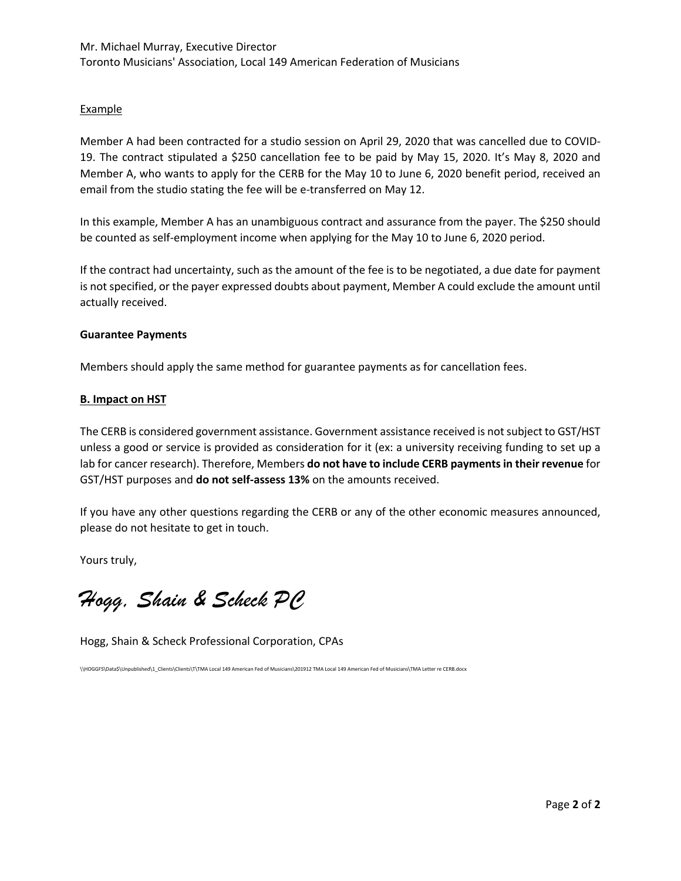Mr. Michael Murray, Executive Director
Toronto Musicians' Association, Local 149 American Federation of Musicians

Example

Member A had been contracted for a studio session on April 29, 2020 that was cancelled due to COVID-19. The contract stipulated a $250 cancellation fee to be paid by May 15, 2020. It's May 8, 2020 and Member A, who wants to apply for the CERB for the May 10 to June 6, 2020 benefit period, received an email from the studio stating the fee will be e-transferred on May 12.

In this example, Member A has an unambiguous contract and assurance from the payer. The $250 should be counted as self-employment income when applying for the May 10 to June 6, 2020 period.

If the contract had uncertainty, such as the amount of the fee is to be negotiated, a due date for payment is not specified, or the payer expressed doubts about payment, Member A could exclude the amount until actually received.

**Guarantee Payments**

Members should apply the same method for guarantee payments as for cancellation fees.

**B. Impact on HST**

The CERB is considered government assistance. Government assistance received is not subject to GST/HST unless a good or service is provided as consideration for it (ex: a university receiving funding to set up a lab for cancer research). Therefore, Members **do not have to include CERB payments in their revenue** for GST/HST purposes and **do not self-assess 13%** on the amounts received.

If you have any other questions regarding the CERB or any of the other economic measures announced, please do not hesitate to get in touch.

Yours truly,

*Hogg, Shain & Scheck PC*

Hogg, Shain & Scheck Professional Corporation, CPAs

\\HOGGFS\Data$\Unpublished\1_Clients\Clients\T\TMA Local 149 American Fed of Musicians\201912 TMA Local 149 American Fed of Musicians\TMA Letter re CERB.docx